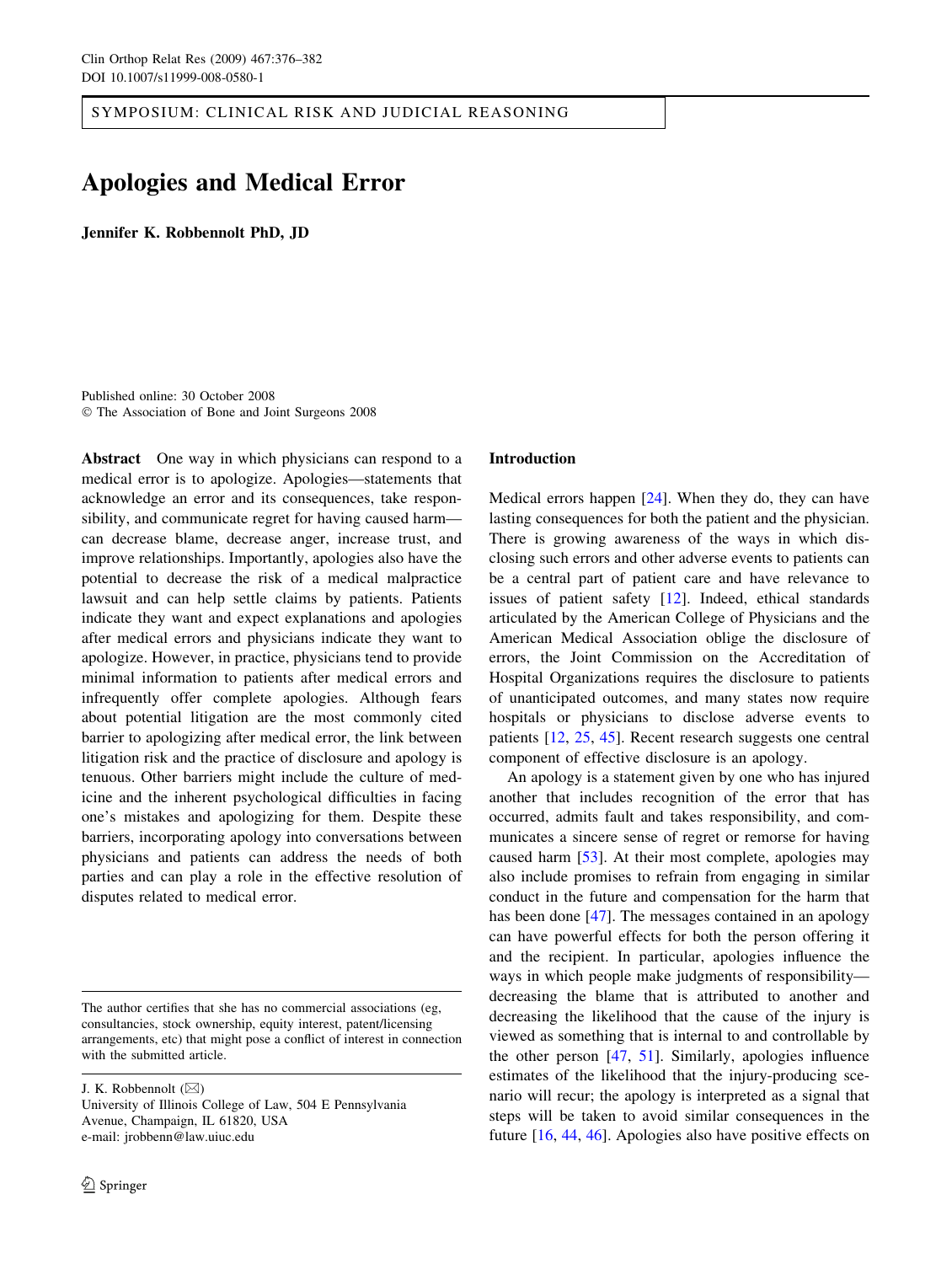SYMPOSIUM: CLINICAL RISK AND JUDICIAL REASONING

# Apologies and Medical Error

**Jennifer K. Robbennolt PhD, JD**

Published online: 30 October 2008
© The Association of Bone and Joint Surgeons 2008

**Abstract** One way in which physicians can respond to a medical error is to apologize. Apologies—statements that acknowledge an error and its consequences, take responsibility, and communicate regret for having caused harm—can decrease blame, decrease anger, increase trust, and improve relationships. Importantly, apologies also have the potential to decrease the risk of a medical malpractice lawsuit and can help settle claims by patients. Patients indicate they want and expect explanations and apologies after medical errors and physicians indicate they want to apologize. However, in practice, physicians tend to provide minimal information to patients after medical errors and infrequently offer complete apologies. Although fears about potential litigation are the most commonly cited barrier to apologizing after medical error, the link between litigation risk and the practice of disclosure and apology is tenuous. Other barriers might include the culture of medicine and the inherent psychological difficulties in facing one's mistakes and apologizing for them. Despite these barriers, incorporating apology into conversations between physicians and patients can address the needs of both parties and can play a role in the effective resolution of disputes related to medical error.

The author certifies that she has no commercial associations (eg, consultancies, stock ownership, equity interest, patent/licensing arrangements, etc) that might pose a conflict of interest in connection with the submitted article.

J. K. Robbennolt (✉)
University of Illinois College of Law, 504 E Pennsylvania Avenue, Champaign, IL 61820, USA
e-mail: jrobbenn@law.uiuc.edu

## Introduction

Medical errors happen [24]. When they do, they can have lasting consequences for both the patient and the physician. There is growing awareness of the ways in which disclosing such errors and other adverse events to patients can be a central part of patient care and have relevance to issues of patient safety [12]. Indeed, ethical standards articulated by the American College of Physicians and the American Medical Association oblige the disclosure of errors, the Joint Commission on the Accreditation of Hospital Organizations requires the disclosure to patients of unanticipated outcomes, and many states now require hospitals or physicians to disclose adverse events to patients [12, 25, 45]. Recent research suggests one central component of effective disclosure is an apology.

An apology is a statement given by one who has injured another that includes recognition of the error that has occurred, admits fault and takes responsibility, and communicates a sincere sense of regret or remorse for having caused harm [53]. At their most complete, apologies may also include promises to refrain from engaging in similar conduct in the future and compensation for the harm that has been done [47]. The messages contained in an apology can have powerful effects for both the person offering it and the recipient. In particular, apologies influence the ways in which people make judgments of responsibility—decreasing the blame that is attributed to another and decreasing the likelihood that the cause of the injury is viewed as something that is internal to and controllable by the other person [47, 51]. Similarly, apologies influence estimates of the likelihood that the injury-producing scenario will recur; the apology is interpreted as a signal that steps will be taken to avoid similar consequences in the future [16, 44, 46]. Apologies also have positive effects on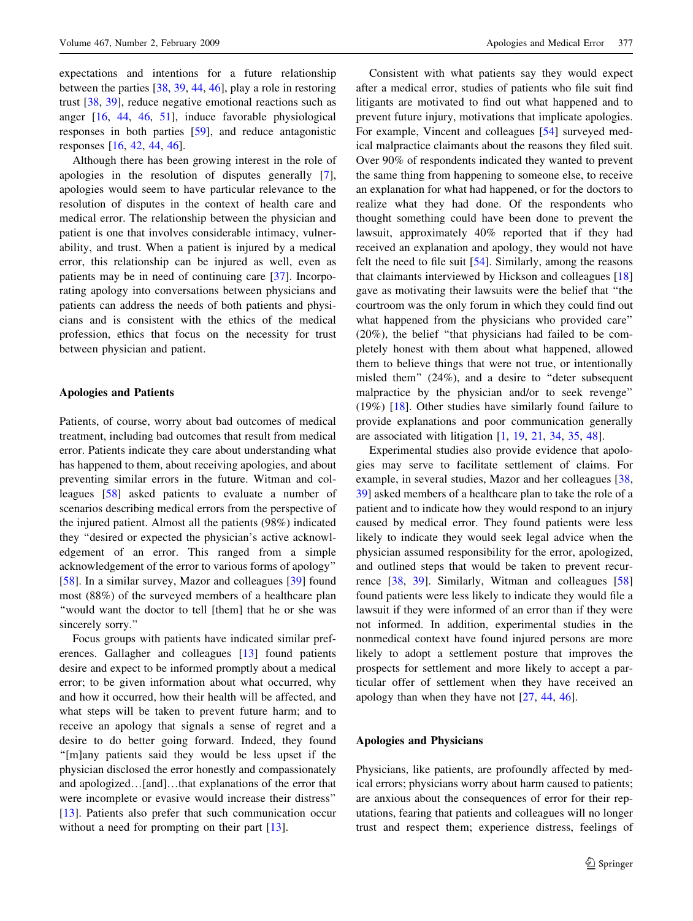expectations and intentions for a future relationship between the parties [38, 39, 44, 46], play a role in restoring trust [38, 39], reduce negative emotional reactions such as anger [16, 44, 46, 51], induce favorable physiological responses in both parties [59], and reduce antagonistic responses [16, 42, 44, 46].

Although there has been growing interest in the role of apologies in the resolution of disputes generally [7], apologies would seem to have particular relevance to the resolution of disputes in the context of health care and medical error. The relationship between the physician and patient is one that involves considerable intimacy, vulnerability, and trust. When a patient is injured by a medical error, this relationship can be injured as well, even as patients may be in need of continuing care [37]. Incorporating apology into conversations between physicians and patients can address the needs of both patients and physicians and is consistent with the ethics of the medical profession, ethics that focus on the necessity for trust between physician and patient.

## Apologies and Patients

Patients, of course, worry about bad outcomes of medical treatment, including bad outcomes that result from medical error. Patients indicate they care about understanding what has happened to them, about receiving apologies, and about preventing similar errors in the future. Witman and colleagues [58] asked patients to evaluate a number of scenarios describing medical errors from the perspective of the injured patient. Almost all the patients (98%) indicated they "desired or expected the physician's active acknowledgement of an error. This ranged from a simple acknowledgement of the error to various forms of apology" [58]. In a similar survey, Mazor and colleagues [39] found most (88%) of the surveyed members of a healthcare plan "would want the doctor to tell [them] that he or she was sincerely sorry."

Focus groups with patients have indicated similar preferences. Gallagher and colleagues [13] found patients desire and expect to be informed promptly about a medical error; to be given information about what occurred, why and how it occurred, how their health will be affected, and what steps will be taken to prevent future harm; and to receive an apology that signals a sense of regret and a desire to do better going forward. Indeed, they found "[m]any patients said they would be less upset if the physician disclosed the error honestly and compassionately and apologized…[and]…that explanations of the error that were incomplete or evasive would increase their distress" [13]. Patients also prefer that such communication occur without a need for prompting on their part [13].

Consistent with what patients say they would expect after a medical error, studies of patients who file suit find litigants are motivated to find out what happened and to prevent future injury, motivations that implicate apologies. For example, Vincent and colleagues [54] surveyed medical malpractice claimants about the reasons they filed suit. Over 90% of respondents indicated they wanted to prevent the same thing from happening to someone else, to receive an explanation for what had happened, or for the doctors to realize what they had done. Of the respondents who thought something could have been done to prevent the lawsuit, approximately 40% reported that if they had received an explanation and apology, they would not have felt the need to file suit [54]. Similarly, among the reasons that claimants interviewed by Hickson and colleagues [18] gave as motivating their lawsuits were the belief that "the courtroom was the only forum in which they could find out what happened from the physicians who provided care" (20%), the belief "that physicians had failed to be completely honest with them about what happened, allowed them to believe things that were not true, or intentionally misled them" (24%), and a desire to "deter subsequent malpractice by the physician and/or to seek revenge" (19%) [18]. Other studies have similarly found failure to provide explanations and poor communication generally are associated with litigation [1, 19, 21, 34, 35, 48].

Experimental studies also provide evidence that apologies may serve to facilitate settlement of claims. For example, in several studies, Mazor and her colleagues [38, 39] asked members of a healthcare plan to take the role of a patient and to indicate how they would respond to an injury caused by medical error. They found patients were less likely to indicate they would seek legal advice when the physician assumed responsibility for the error, apologized, and outlined steps that would be taken to prevent recurrence [38, 39]. Similarly, Witman and colleagues [58] found patients were less likely to indicate they would file a lawsuit if they were informed of an error than if they were not informed. In addition, experimental studies in the nonmedical context have found injured persons are more likely to adopt a settlement posture that improves the prospects for settlement and more likely to accept a particular offer of settlement when they have received an apology than when they have not [27, 44, 46].

## Apologies and Physicians

Physicians, like patients, are profoundly affected by medical errors; physicians worry about harm caused to patients; are anxious about the consequences of error for their reputations, fearing that patients and colleagues will no longer trust and respect them; experience distress, feelings of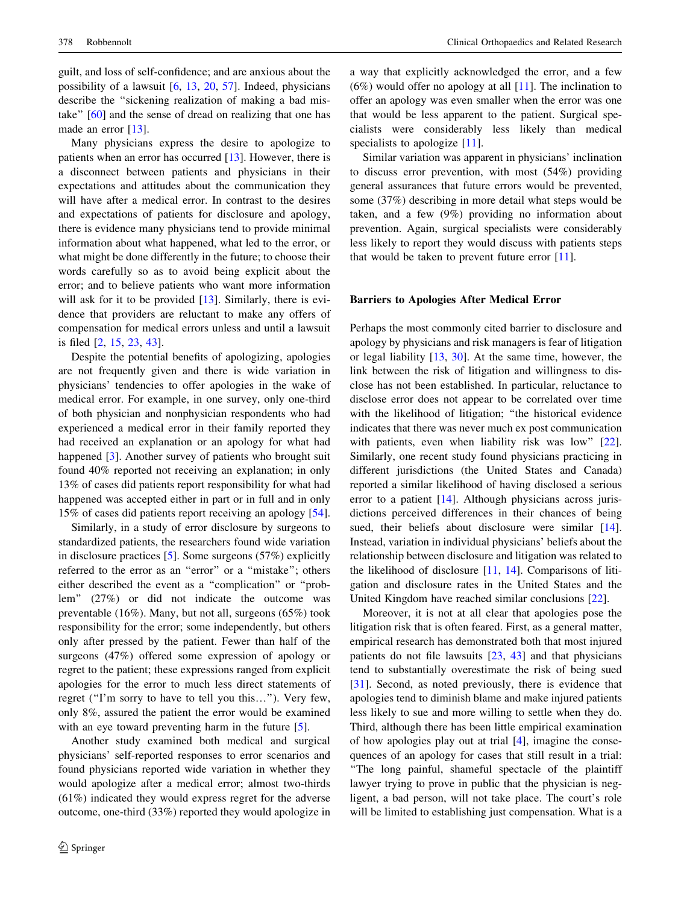guilt, and loss of self-confidence; and are anxious about the possibility of a lawsuit [6, 13, 20, 57]. Indeed, physicians describe the "sickening realization of making a bad mistake" [60] and the sense of dread on realizing that one has made an error [13].

Many physicians express the desire to apologize to patients when an error has occurred [13]. However, there is a disconnect between patients and physicians in their expectations and attitudes about the communication they will have after a medical error. In contrast to the desires and expectations of patients for disclosure and apology, there is evidence many physicians tend to provide minimal information about what happened, what led to the error, or what might be done differently in the future; to choose their words carefully so as to avoid being explicit about the error; and to believe patients who want more information will ask for it to be provided [13]. Similarly, there is evidence that providers are reluctant to make any offers of compensation for medical errors unless and until a lawsuit is filed [2, 15, 23, 43].

Despite the potential benefits of apologizing, apologies are not frequently given and there is wide variation in physicians' tendencies to offer apologies in the wake of medical error. For example, in one survey, only one-third of both physician and nonphysician respondents who had experienced a medical error in their family reported they had received an explanation or an apology for what had happened [3]. Another survey of patients who brought suit found 40% reported not receiving an explanation; in only 13% of cases did patients report responsibility for what had happened was accepted either in part or in full and in only 15% of cases did patients report receiving an apology [54].

Similarly, in a study of error disclosure by surgeons to standardized patients, the researchers found wide variation in disclosure practices [5]. Some surgeons (57%) explicitly referred to the error as an "error" or a "mistake"; others either described the event as a "complication" or "problem" (27%) or did not indicate the outcome was preventable (16%). Many, but not all, surgeons (65%) took responsibility for the error; some independently, but others only after pressed by the patient. Fewer than half of the surgeons (47%) offered some expression of apology or regret to the patient; these expressions ranged from explicit apologies for the error to much less direct statements of regret ("I'm sorry to have to tell you this…"). Very few, only 8%, assured the patient the error would be examined with an eye toward preventing harm in the future [5].

Another study examined both medical and surgical physicians' self-reported responses to error scenarios and found physicians reported wide variation in whether they would apologize after a medical error; almost two-thirds (61%) indicated they would express regret for the adverse outcome, one-third (33%) reported they would apologize in a way that explicitly acknowledged the error, and a few (6%) would offer no apology at all [11]. The inclination to offer an apology was even smaller when the error was one that would be less apparent to the patient. Surgical specialists were considerably less likely than medical specialists to apologize [11].

Similar variation was apparent in physicians' inclination to discuss error prevention, with most (54%) providing general assurances that future errors would be prevented, some (37%) describing in more detail what steps would be taken, and a few (9%) providing no information about prevention. Again, surgical specialists were considerably less likely to report they would discuss with patients steps that would be taken to prevent future error [11].

## Barriers to Apologies After Medical Error

Perhaps the most commonly cited barrier to disclosure and apology by physicians and risk managers is fear of litigation or legal liability [13, 30]. At the same time, however, the link between the risk of litigation and willingness to disclose has not been established. In particular, reluctance to disclose error does not appear to be correlated over time with the likelihood of litigation; "the historical evidence indicates that there was never much ex post communication with patients, even when liability risk was low" [22]. Similarly, one recent study found physicians practicing in different jurisdictions (the United States and Canada) reported a similar likelihood of having disclosed a serious error to a patient [14]. Although physicians across jurisdictions perceived differences in their chances of being sued, their beliefs about disclosure were similar [14]. Instead, variation in individual physicians' beliefs about the relationship between disclosure and litigation was related to the likelihood of disclosure [11, 14]. Comparisons of litigation and disclosure rates in the United States and the United Kingdom have reached similar conclusions [22].

Moreover, it is not at all clear that apologies pose the litigation risk that is often feared. First, as a general matter, empirical research has demonstrated both that most injured patients do not file lawsuits [23, 43] and that physicians tend to substantially overestimate the risk of being sued [31]. Second, as noted previously, there is evidence that apologies tend to diminish blame and make injured patients less likely to sue and more willing to settle when they do. Third, although there has been little empirical examination of how apologies play out at trial [4], imagine the consequences of an apology for cases that still result in a trial: "The long painful, shameful spectacle of the plaintiff lawyer trying to prove in public that the physician is negligent, a bad person, will not take place. The court's role will be limited to establishing just compensation. What is a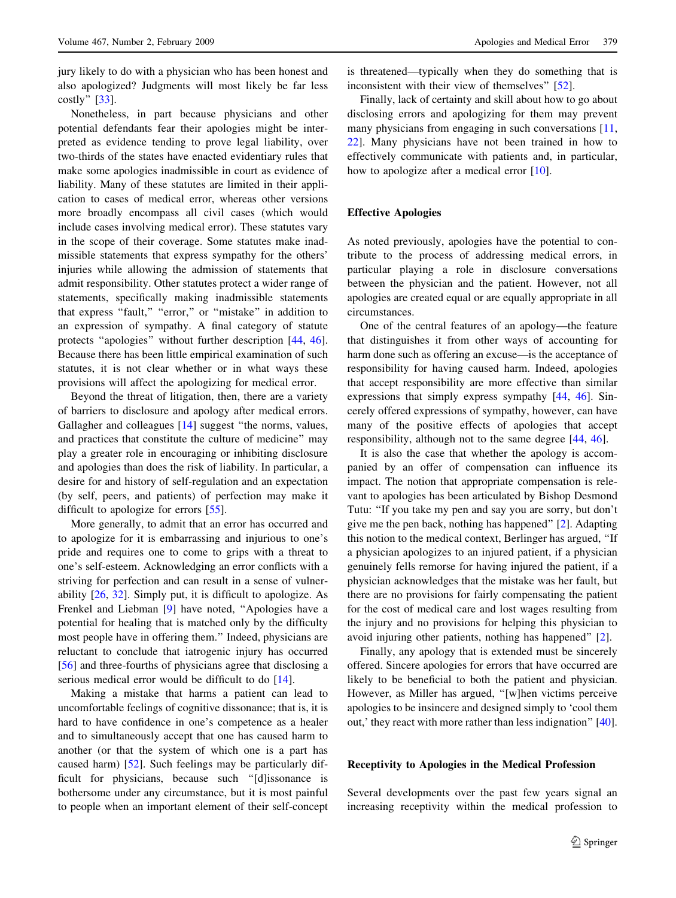jury likely to do with a physician who has been honest and also apologized? Judgments will most likely be far less costly" [33].

Nonetheless, in part because physicians and other potential defendants fear their apologies might be interpreted as evidence tending to prove legal liability, over two-thirds of the states have enacted evidentiary rules that make some apologies inadmissible in court as evidence of liability. Many of these statutes are limited in their application to cases of medical error, whereas other versions more broadly encompass all civil cases (which would include cases involving medical error). These statutes vary in the scope of their coverage. Some statutes make inadmissible statements that express sympathy for the others' injuries while allowing the admission of statements that admit responsibility. Other statutes protect a wider range of statements, specifically making inadmissible statements that express "fault," "error," or "mistake" in addition to an expression of sympathy. A final category of statute protects "apologies" without further description [44, 46]. Because there has been little empirical examination of such statutes, it is not clear whether or in what ways these provisions will affect the apologizing for medical error.

Beyond the threat of litigation, then, there are a variety of barriers to disclosure and apology after medical errors. Gallagher and colleagues [14] suggest "the norms, values, and practices that constitute the culture of medicine" may play a greater role in encouraging or inhibiting disclosure and apologies than does the risk of liability. In particular, a desire for and history of self-regulation and an expectation (by self, peers, and patients) of perfection may make it difficult to apologize for errors [55].

More generally, to admit that an error has occurred and to apologize for it is embarrassing and injurious to one's pride and requires one to come to grips with a threat to one's self-esteem. Acknowledging an error conflicts with a striving for perfection and can result in a sense of vulnerability [26, 32]. Simply put, it is difficult to apologize. As Frenkel and Liebman [9] have noted, "Apologies have a potential for healing that is matched only by the difficulty most people have in offering them." Indeed, physicians are reluctant to conclude that iatrogenic injury has occurred [56] and three-fourths of physicians agree that disclosing a serious medical error would be difficult to do [14].

Making a mistake that harms a patient can lead to uncomfortable feelings of cognitive dissonance; that is, it is hard to have confidence in one's competence as a healer and to simultaneously accept that one has caused harm to another (or that the system of which one is a part has caused harm) [52]. Such feelings may be particularly difficult for physicians, because such "[d]issonance is bothersome under any circumstance, but it is most painful to people when an important element of their self-concept is threatened—typically when they do something that is inconsistent with their view of themselves" [52].

Finally, lack of certainty and skill about how to go about disclosing errors and apologizing for them may prevent many physicians from engaging in such conversations [11, 22]. Many physicians have not been trained in how to effectively communicate with patients and, in particular, how to apologize after a medical error [10].

## Effective Apologies

As noted previously, apologies have the potential to contribute to the process of addressing medical errors, in particular playing a role in disclosure conversations between the physician and the patient. However, not all apologies are created equal or are equally appropriate in all circumstances.

One of the central features of an apology—the feature that distinguishes it from other ways of accounting for harm done such as offering an excuse—is the acceptance of responsibility for having caused harm. Indeed, apologies that accept responsibility are more effective than similar expressions that simply express sympathy [44, 46]. Sincerely offered expressions of sympathy, however, can have many of the positive effects of apologies that accept responsibility, although not to the same degree [44, 46].

It is also the case that whether the apology is accompanied by an offer of compensation can influence its impact. The notion that appropriate compensation is relevant to apologies has been articulated by Bishop Desmond Tutu: "If you take my pen and say you are sorry, but don't give me the pen back, nothing has happened" [2]. Adapting this notion to the medical context, Berlinger has argued, "If a physician apologizes to an injured patient, if a physician genuinely fells remorse for having injured the patient, if a physician acknowledges that the mistake was her fault, but there are no provisions for fairly compensating the patient for the cost of medical care and lost wages resulting from the injury and no provisions for helping this physician to avoid injuring other patients, nothing has happened" [2].

Finally, any apology that is extended must be sincerely offered. Sincere apologies for errors that have occurred are likely to be beneficial to both the patient and physician. However, as Miller has argued, "[w]hen victims perceive apologies to be insincere and designed simply to 'cool them out,' they react with more rather than less indignation" [40].

## Receptivity to Apologies in the Medical Profession

Several developments over the past few years signal an increasing receptivity within the medical profession to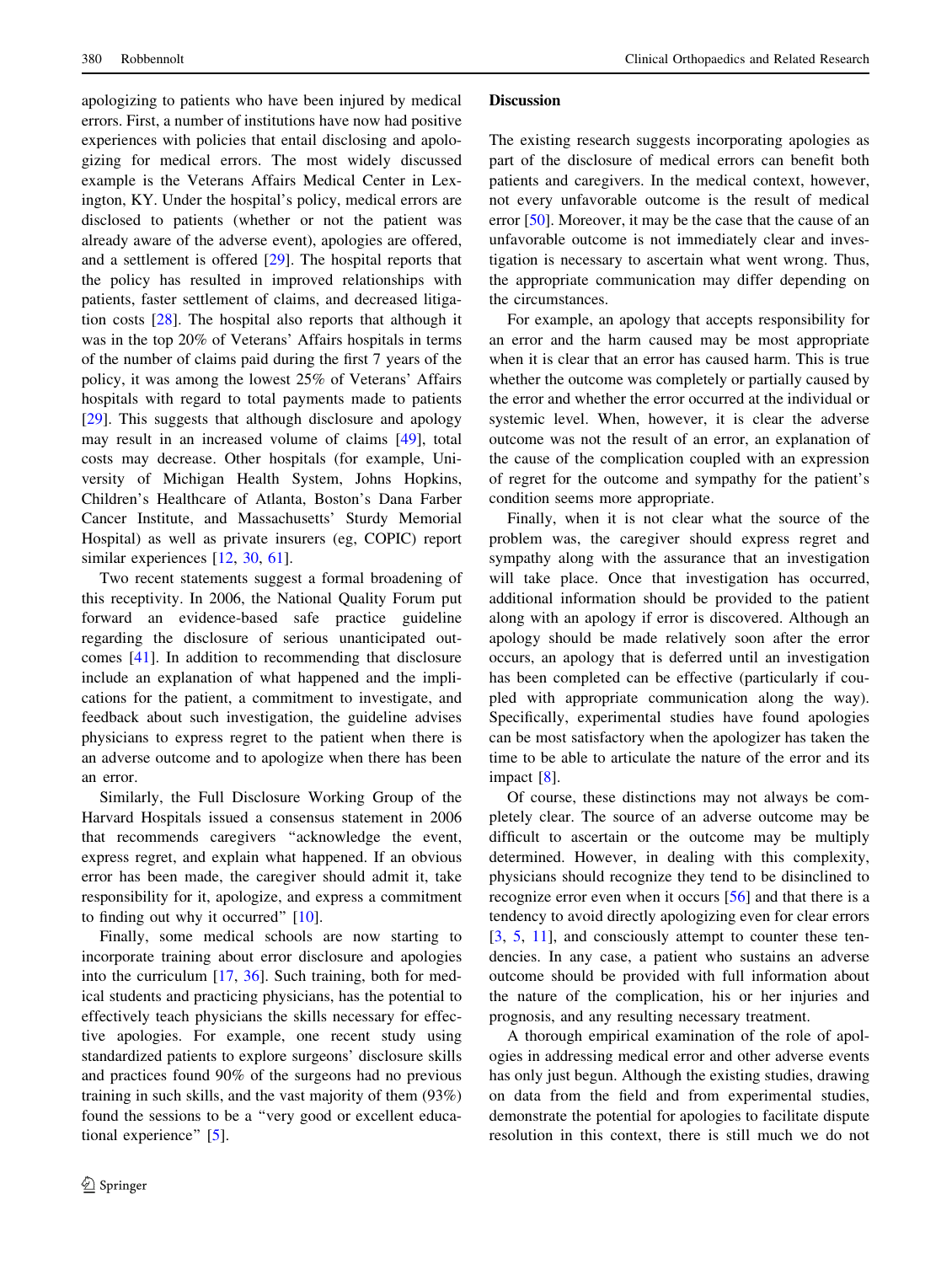apologizing to patients who have been injured by medical errors. First, a number of institutions have now had positive experiences with policies that entail disclosing and apologizing for medical errors. The most widely discussed example is the Veterans Affairs Medical Center in Lexington, KY. Under the hospital's policy, medical errors are disclosed to patients (whether or not the patient was already aware of the adverse event), apologies are offered, and a settlement is offered [29]. The hospital reports that the policy has resulted in improved relationships with patients, faster settlement of claims, and decreased litigation costs [28]. The hospital also reports that although it was in the top 20% of Veterans' Affairs hospitals in terms of the number of claims paid during the first 7 years of the policy, it was among the lowest 25% of Veterans' Affairs hospitals with regard to total payments made to patients [29]. This suggests that although disclosure and apology may result in an increased volume of claims [49], total costs may decrease. Other hospitals (for example, University of Michigan Health System, Johns Hopkins, Children's Healthcare of Atlanta, Boston's Dana Farber Cancer Institute, and Massachusetts' Sturdy Memorial Hospital) as well as private insurers (eg, COPIC) report similar experiences [12, 30, 61].

Two recent statements suggest a formal broadening of this receptivity. In 2006, the National Quality Forum put forward an evidence-based safe practice guideline regarding the disclosure of serious unanticipated outcomes [41]. In addition to recommending that disclosure include an explanation of what happened and the implications for the patient, a commitment to investigate, and feedback about such investigation, the guideline advises physicians to express regret to the patient when there is an adverse outcome and to apologize when there has been an error.

Similarly, the Full Disclosure Working Group of the Harvard Hospitals issued a consensus statement in 2006 that recommends caregivers "acknowledge the event, express regret, and explain what happened. If an obvious error has been made, the caregiver should admit it, take responsibility for it, apologize, and express a commitment to finding out why it occurred" [10].

Finally, some medical schools are now starting to incorporate training about error disclosure and apologies into the curriculum [17, 36]. Such training, both for medical students and practicing physicians, has the potential to effectively teach physicians the skills necessary for effective apologies. For example, one recent study using standardized patients to explore surgeons' disclosure skills and practices found 90% of the surgeons had no previous training in such skills, and the vast majority of them (93%) found the sessions to be a "very good or excellent educational experience" [5].

## Discussion

The existing research suggests incorporating apologies as part of the disclosure of medical errors can benefit both patients and caregivers. In the medical context, however, not every unfavorable outcome is the result of medical error [50]. Moreover, it may be the case that the cause of an unfavorable outcome is not immediately clear and investigation is necessary to ascertain what went wrong. Thus, the appropriate communication may differ depending on the circumstances.

For example, an apology that accepts responsibility for an error and the harm caused may be most appropriate when it is clear that an error has caused harm. This is true whether the outcome was completely or partially caused by the error and whether the error occurred at the individual or systemic level. When, however, it is clear the adverse outcome was not the result of an error, an explanation of the cause of the complication coupled with an expression of regret for the outcome and sympathy for the patient's condition seems more appropriate.

Finally, when it is not clear what the source of the problem was, the caregiver should express regret and sympathy along with the assurance that an investigation will take place. Once that investigation has occurred, additional information should be provided to the patient along with an apology if error is discovered. Although an apology should be made relatively soon after the error occurs, an apology that is deferred until an investigation has been completed can be effective (particularly if coupled with appropriate communication along the way). Specifically, experimental studies have found apologies can be most satisfactory when the apologizer has taken the time to be able to articulate the nature of the error and its impact [8].

Of course, these distinctions may not always be completely clear. The source of an adverse outcome may be difficult to ascertain or the outcome may be multiply determined. However, in dealing with this complexity, physicians should recognize they tend to be disinclined to recognize error even when it occurs [56] and that there is a tendency to avoid directly apologizing even for clear errors [3, 5, 11], and consciously attempt to counter these tendencies. In any case, a patient who sustains an adverse outcome should be provided with full information about the nature of the complication, his or her injuries and prognosis, and any resulting necessary treatment.

A thorough empirical examination of the role of apologies in addressing medical error and other adverse events has only just begun. Although the existing studies, drawing on data from the field and from experimental studies, demonstrate the potential for apologies to facilitate dispute resolution in this context, there is still much we do not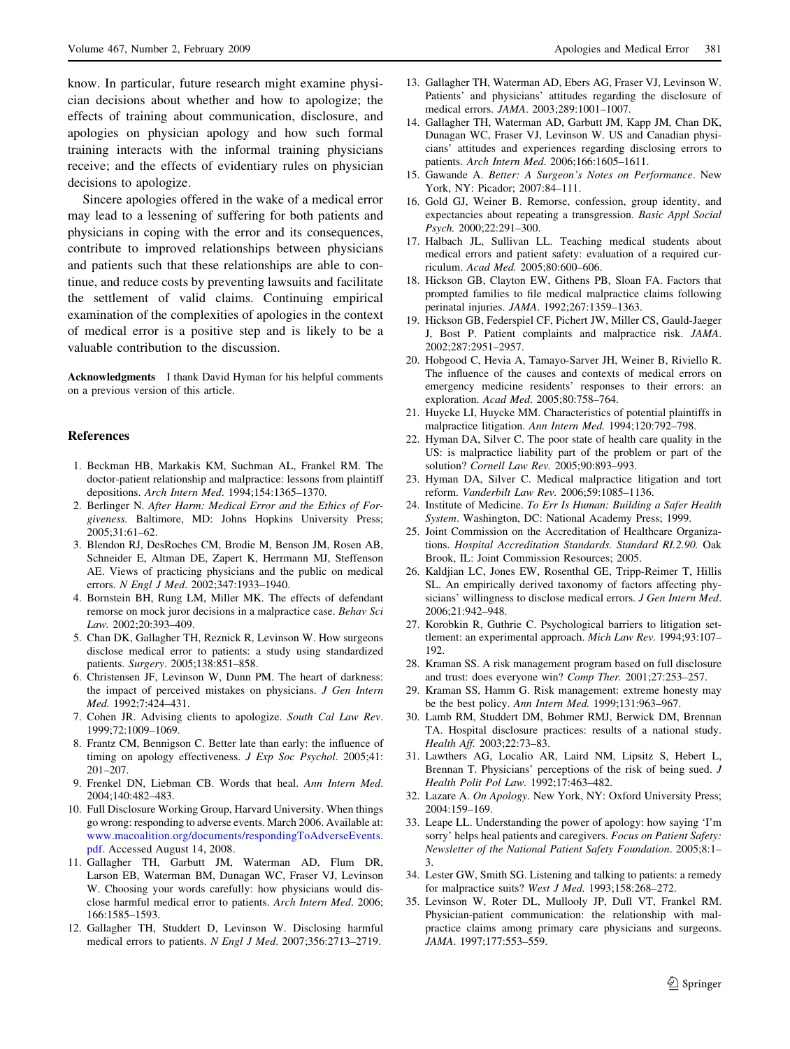know. In particular, future research might examine physician decisions about whether and how to apologize; the effects of training about communication, disclosure, and apologies on physician apology and how such formal training interacts with the informal training physicians receive; and the effects of evidentiary rules on physician decisions to apologize.

Sincere apologies offered in the wake of a medical error may lead to a lessening of suffering for both patients and physicians in coping with the error and its consequences, contribute to improved relationships between physicians and patients such that these relationships are able to continue, and reduce costs by preventing lawsuits and facilitate the settlement of valid claims. Continuing empirical examination of the complexities of apologies in the context of medical error is a positive step and is likely to be a valuable contribution to the discussion.

**Acknowledgments** I thank David Hyman for his helpful comments on a previous version of this article.

## References

1. Beckman HB, Markakis KM, Suchman AL, Frankel RM. The doctor-patient relationship and malpractice: lessons from plaintiff depositions. *Arch Intern Med*. 1994;154:1365–1370.
2. Berlinger N. *After Harm: Medical Error and the Ethics of Forgiveness*. Baltimore, MD: Johns Hopkins University Press; 2005;31:61–62.
3. Blendon RJ, DesRoches CM, Brodie M, Benson JM, Rosen AB, Schneider E, Altman DE, Zapert K, Herrmann MJ, Steffenson AE. Views of practicing physicians and the public on medical errors. *N Engl J Med*. 2002;347:1933–1940.
4. Bornstein BH, Rung LM, Miller MK. The effects of defendant remorse on mock juror decisions in a malpractice case. *Behav Sci Law*. 2002;20:393–409.
5. Chan DK, Gallagher TH, Reznick R, Levinson W. How surgeons disclose medical error to patients: a study using standardized patients. *Surgery*. 2005;138:851–858.
6. Christensen JF, Levinson W, Dunn PM. The heart of darkness: the impact of perceived mistakes on physicians. *J Gen Intern Med*. 1992;7:424–431.
7. Cohen JR. Advising clients to apologize. *South Cal Law Rev*. 1999;72:1009–1069.
8. Frantz CM, Bennigson C. Better late than early: the influence of timing on apology effectiveness. *J Exp Soc Psychol*. 2005;41: 201–207.
9. Frenkel DN, Liebman CB. Words that heal. *Ann Intern Med*. 2004;140:482–483.
10. Full Disclosure Working Group, Harvard University. When things go wrong: responding to adverse events. March 2006. Available at: www.macoalition.org/documents/respondingToAdverseEvents.pdf. Accessed August 14, 2008.
11. Gallagher TH, Garbutt JM, Waterman AD, Flum DR, Larson EB, Waterman BM, Dunagan WC, Fraser VJ, Levinson W. Choosing your words carefully: how physicians would disclose harmful medical error to patients. *Arch Intern Med*. 2006; 166:1585–1593.
12. Gallagher TH, Studdert D, Levinson W. Disclosing harmful medical errors to patients. *N Engl J Med*. 2007;356:2713–2719.
13. Gallagher TH, Waterman AD, Ebers AG, Fraser VJ, Levinson W. Patients' and physicians' attitudes regarding the disclosure of medical errors. *JAMA*. 2003;289:1001–1007.
14. Gallagher TH, Waterman AD, Garbutt JM, Kapp JM, Chan DK, Dunagan WC, Fraser VJ, Levinson W. US and Canadian physicians' attitudes and experiences regarding disclosing errors to patients. *Arch Intern Med*. 2006;166:1605–1611.
15. Gawande A. *Better: A Surgeon's Notes on Performance*. New York, NY: Picador; 2007:84–111.
16. Gold GJ, Weiner B. Remorse, confession, group identity, and expectancies about repeating a transgression. *Basic Appl Social Psych*. 2000;22:291–300.
17. Halbach JL, Sullivan LL. Teaching medical students about medical errors and patient safety: evaluation of a required curriculum. *Acad Med*. 2005;80:600–606.
18. Hickson GB, Clayton EW, Githens PB, Sloan FA. Factors that prompted families to file medical malpractice claims following perinatal injuries. *JAMA*. 1992;267:1359–1363.
19. Hickson GB, Federspiel CF, Pichert JW, Miller CS, Gauld-Jaeger J, Bost P. Patient complaints and malpractice risk. *JAMA*. 2002;287:2951–2957.
20. Hobgood C, Hevia A, Tamayo-Sarver JH, Weiner B, Riviello R. The influence of the causes and contexts of medical errors on emergency medicine residents' responses to their errors: an exploration. *Acad Med*. 2005;80:758–764.
21. Huycke LI, Huycke MM. Characteristics of potential plaintiffs in malpractice litigation. *Ann Intern Med*. 1994;120:792–798.
22. Hyman DA, Silver C. The poor state of health care quality in the US: is malpractice liability part of the problem or part of the solution? *Cornell Law Rev*. 2005;90:893–993.
23. Hyman DA, Silver C. Medical malpractice litigation and tort reform. *Vanderbilt Law Rev*. 2006;59:1085–1136.
24. Institute of Medicine. *To Err Is Human: Building a Safer Health System*. Washington, DC: National Academy Press; 1999.
25. Joint Commission on the Accreditation of Healthcare Organizations. *Hospital Accreditation Standards. Standard RI.2.90*. Oak Brook, IL: Joint Commission Resources; 2005.
26. Kaldjian LC, Jones EW, Rosenthal GE, Tripp-Reimer T, Hillis SL. An empirically derived taxonomy of factors affecting physicians' willingness to disclose medical errors. *J Gen Intern Med*. 2006;21:942–948.
27. Korobkin R, Guthrie C. Psychological barriers to litigation settlement: an experimental approach. *Mich Law Rev*. 1994;93:107–192.
28. Kraman SS. A risk management program based on full disclosure and trust: does everyone win? *Comp Ther*. 2001;27:253–257.
29. Kraman SS, Hamm G. Risk management: extreme honesty may be the best policy. *Ann Intern Med*. 1999;131:963–967.
30. Lamb RM, Studdert DM, Bohmer RMJ, Berwick DM, Brennan TA. Hospital disclosure practices: results of a national study. *Health Aff*. 2003;22:73–83.
31. Lawthers AG, Localio AR, Laird NM, Lipsitz S, Hebert L, Brennan T. Physicians' perceptions of the risk of being sued. *J Health Polit Pol Law*. 1992;17:463–482.
32. Lazare A. *On Apology*. New York, NY: Oxford University Press; 2004:159–169.
33. Leape LL. Understanding the power of apology: how saying 'I'm sorry' helps heal patients and caregivers. *Focus on Patient Safety: Newsletter of the National Patient Safety Foundation*. 2005;8:1–3.
34. Lester GW, Smith SG. Listening and talking to patients: a remedy for malpractice suits? *West J Med*. 1993;158:268–272.
35. Levinson W, Roter DL, Mullooly JP, Dull VT, Frankel RM. Physician-patient communication: the relationship with malpractice claims among primary care physicians and surgeons. *JAMA*. 1997;177:553–559.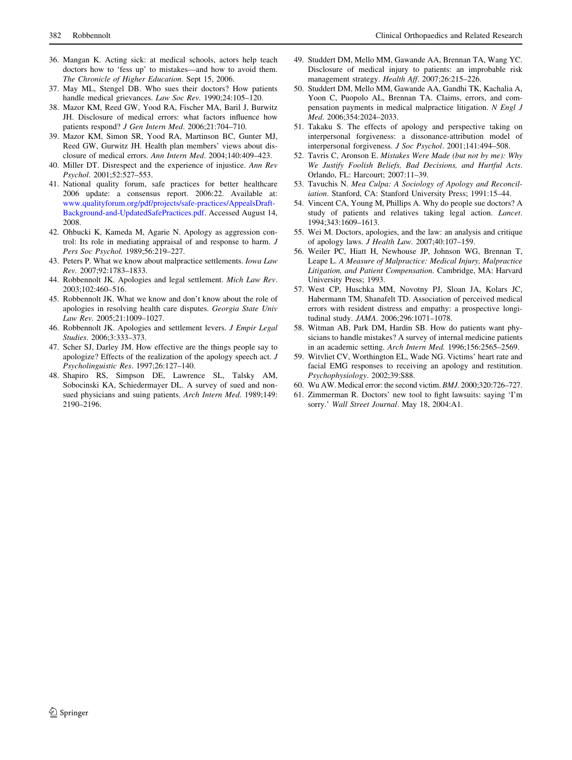36. Mangan K. Acting sick: at medical schools, actors help teach doctors how to 'fess up' to mistakes—and how to avoid them. *The Chronicle of Higher Education*. Sept 15, 2006.
37. May ML, Stengel DB. Who sues their doctors? How patients handle medical grievances. *Law Soc Rev.* 1990;24:105–120.
38. Mazor KM, Reed GW, Yood RA, Fischer MA, Baril J, Burwitz JH. Disclosure of medical errors: what factors influence how patients respond? *J Gen Intern Med*. 2006;21:704–710.
39. Mazor KM, Simon SR, Yood RA, Martinson BC, Gunter MJ, Reed GW, Gurwitz JH. Health plan members' views about disclosure of medical errors. *Ann Intern Med*. 2004;140:409–423.
40. Miller DT. Disrespect and the experience of injustice. *Ann Rev Psychol*. 2001;52:527–553.
41. National quality forum, safe practices for better healthcare 2006 update: a consensus report. 2006:22. Available at: www.qualityforum.org/pdf/projects/safe-practices/AppealsDraft-Background-and-UpdatedSafePractices.pdf. Accessed August 14, 2008.
42. Ohbucki K, Kameda M, Agarie N. Apology as aggression control: Its role in mediating appraisal of and response to harm. *J Pers Soc Psychol.* 1989;56:219–227.
43. Peters P. What we know about malpractice settlements. *Iowa Law Rev*. 2007;92:1783–1833.
44. Robbennolt JK. Apologies and legal settlement. *Mich Law Rev*. 2003;102:460–516.
45. Robbennolt JK. What we know and don't know about the role of apologies in resolving health care disputes. *Georgia State Univ Law Rev*. 2005;21:1009–1027.
46. Robbennolt JK. Apologies and settlement levers. *J Empir Legal Studies*. 2006;3:333–373.
47. Scher SJ, Darley JM. How effective are the things people say to apologize? Effects of the realization of the apology speech act. *J Psycholinguistic Res*. 1997;26:127–140.
48. Shapiro RS, Simpson DE, Lawrence SL, Talsky AM, Sobocinski KA, Schiedermayer DL. A survey of sued and nonsued physicians and suing patients. *Arch Intern Med*. 1989;149: 2190–2196.
49. Studdert DM, Mello MM, Gawande AA, Brennan TA, Wang YC. Disclosure of medical injury to patients: an improbable risk management strategy. *Health Aff*. 2007;26:215–226.
50. Studdert DM, Mello MM, Gawande AA, Gandhi TK, Kachalia A, Yoon C, Puopolo AL, Brennan TA. Claims, errors, and compensation payments in medical malpractice litigation. *N Engl J Med*. 2006;354:2024–2033.
51. Takaku S. The effects of apology and perspective taking on interpersonal forgiveness: a dissonance-attribution model of interpersonal forgiveness. *J Soc Psychol*. 2001;141:494–508.
52. Tavris C, Aronson E. *Mistakes Were Made (but not by me): Why We Justify Foolish Beliefs, Bad Decisions, and Hurtful Acts*. Orlando, FL: Harcourt; 2007:11–39.
53. Tavuchis N. *Mea Culpa: A Sociology of Apology and Reconciliation*. Stanford, CA: Stanford University Press; 1991:15–44.
54. Vincent CA, Young M, Phillips A. Why do people sue doctors? A study of patients and relatives taking legal action. *Lancet*. 1994;343:1609–1613.
55. Wei M. Doctors, apologies, and the law: an analysis and critique of apology laws. *J Health Law.* 2007;40:107–159.
56. Weiler PC, Hiatt H, Newhouse JP, Johnson WG, Brennan T, Leape L. *A Measure of Malpractice: Medical Injury, Malpractice Litigation, and Patient Compensation*. Cambridge, MA: Harvard University Press; 1993.
57. West CP, Huschka MM, Novotny PJ, Sloan JA, Kolars JC, Habermann TM, Shanafelt TD. Association of perceived medical errors with resident distress and empathy: a prospective longitudinal study. *JAMA*. 2006;296:1071–1078.
58. Witman AB, Park DM, Hardin SB. How do patients want physicians to handle mistakes? A survey of internal medicine patients in an academic setting. *Arch Intern Med.* 1996;156:2565–2569.
59. Witvliet CV, Worthington EL, Wade NG. Victims' heart rate and facial EMG responses to receiving an apology and restitution. *Psychophysiology*. 2002;39:S88.
60. Wu AW. Medical error: the second victim. *BMJ*. 2000;320:726–727.
61. Zimmerman R. Doctors' new tool to fight lawsuits: saying 'I'm sorry.' *Wall Street Journal*. May 18, 2004:A1.